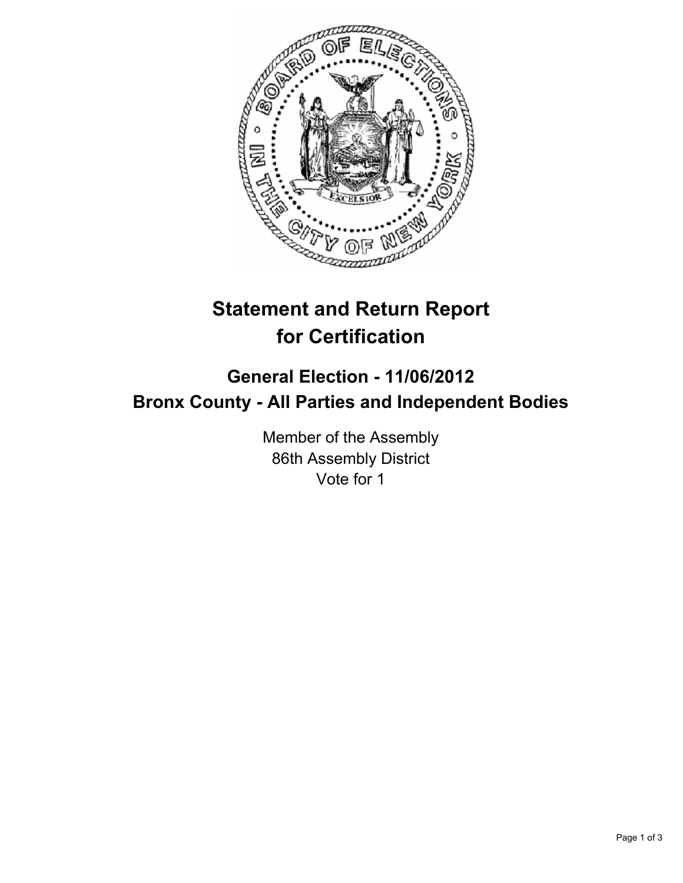# Statement and Return Report for Certification

## General Election - 11/06/2012
## Bronx County - All Parties and Independent Bodies

Member of the Assembly
86th Assembly District
Vote for 1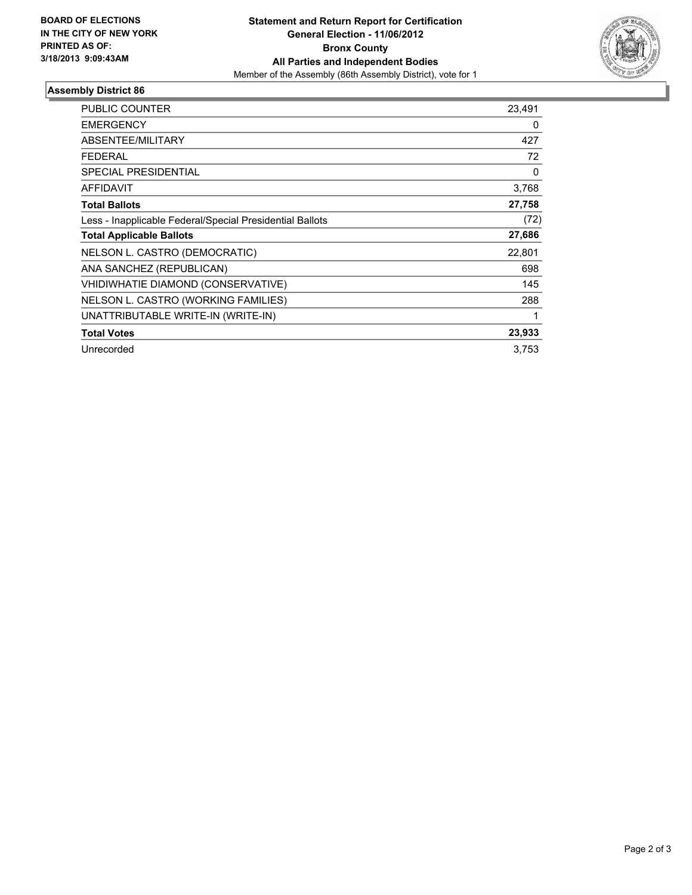**BOARD OF ELECTIONS IN THE CITY OF NEW YORK PRINTED AS OF: 3/18/2013 9:09:43AM**

**Statement and Return Report for Certification**
**General Election - 11/06/2012**
**Bronx County**
**All Parties and Independent Bodies**
Member of the Assembly (86th Assembly District), vote for 1

## Assembly District 86

| | |
|---|---|
| PUBLIC COUNTER | 23,491 |
| EMERGENCY | 0 |
| ABSENTEE/MILITARY | 427 |
| FEDERAL | 72 |
| SPECIAL PRESIDENTIAL | 0 |
| AFFIDAVIT | 3,768 |
| **Total Ballots** | **27,758** |
| Less - Inapplicable Federal/Special Presidential Ballots | (72) |
| **Total Applicable Ballots** | **27,686** |
| NELSON L. CASTRO (DEMOCRATIC) | 22,801 |
| ANA SANCHEZ (REPUBLICAN) | 698 |
| VHIDIWHATIE DIAMOND (CONSERVATIVE) | 145 |
| NELSON L. CASTRO (WORKING FAMILIES) | 288 |
| UNATTRIBUTABLE WRITE-IN (WRITE-IN) | 1 |
| **Total Votes** | **23,933** |
| Unrecorded | 3,753 |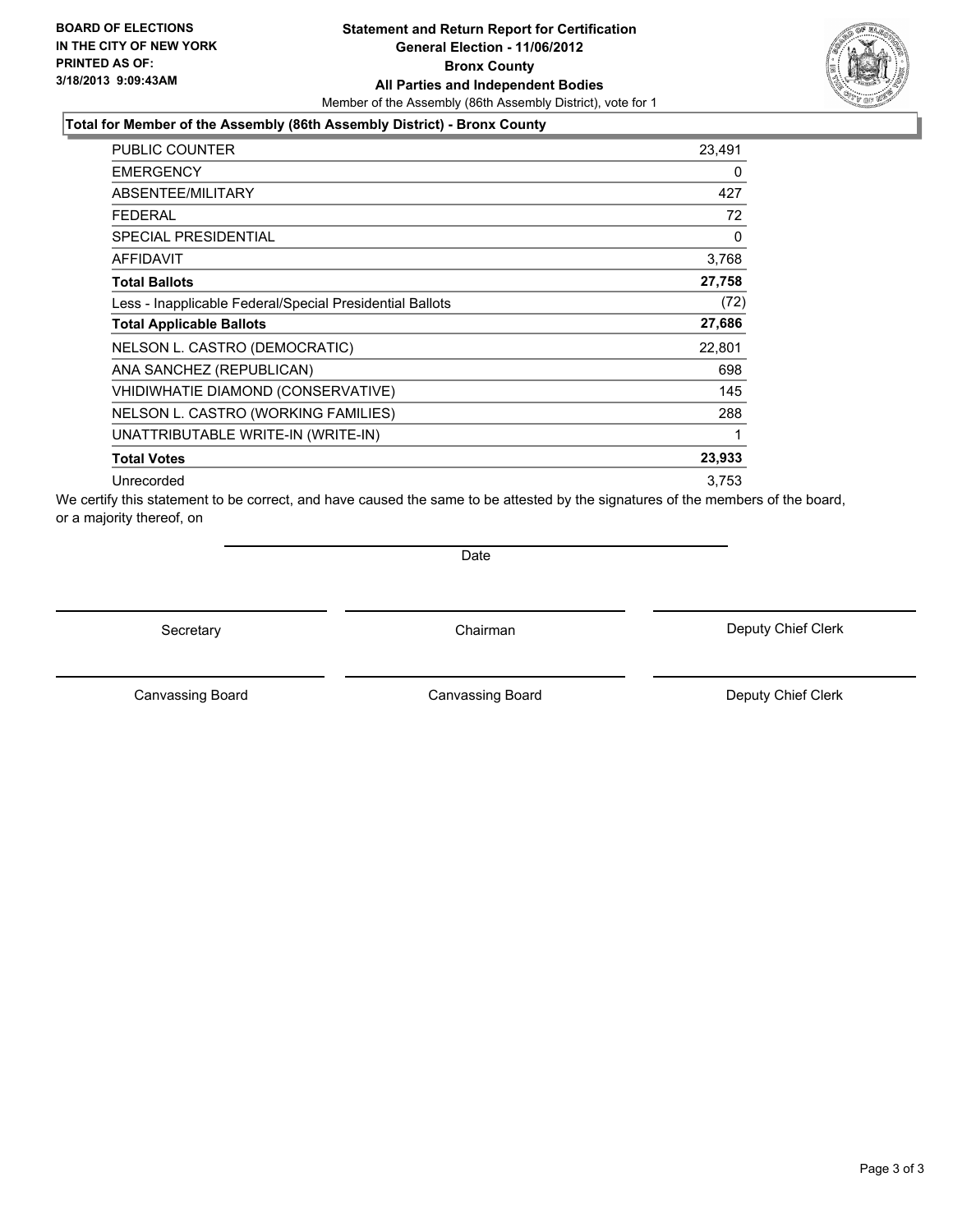**BOARD OF ELECTIONS IN THE CITY OF NEW YORK PRINTED AS OF: 3/18/2013 9:09:43AM**

**Statement and Return Report for Certification General Election - 11/06/2012 Bronx County All Parties and Independent Bodies**

Member of the Assembly (86th Assembly District), vote for 1

### Total for Member of the Assembly (86th Assembly District) - Bronx County

| | |
|---|---|
| PUBLIC COUNTER | 23,491 |
| EMERGENCY | 0 |
| ABSENTEE/MILITARY | 427 |
| FEDERAL | 72 |
| SPECIAL PRESIDENTIAL | 0 |
| AFFIDAVIT | 3,768 |
| **Total Ballots** | **27,758** |
| Less - Inapplicable Federal/Special Presidential Ballots | (72) |
| **Total Applicable Ballots** | **27,686** |
| NELSON L. CASTRO (DEMOCRATIC) | 22,801 |
| ANA SANCHEZ (REPUBLICAN) | 698 |
| VHIDIWHATIE DIAMOND (CONSERVATIVE) | 145 |
| NELSON L. CASTRO (WORKING FAMILIES) | 288 |
| UNATTRIBUTABLE WRITE-IN (WRITE-IN) | 1 |
| **Total Votes** | **23,933** |
| Unrecorded | 3,753 |

We certify this statement to be correct, and have caused the same to be attested by the signatures of the members of the board, or a majority thereof, on

Date

Secretary

Chairman

Deputy Chief Clerk

Canvassing Board

Canvassing Board

Deputy Chief Clerk